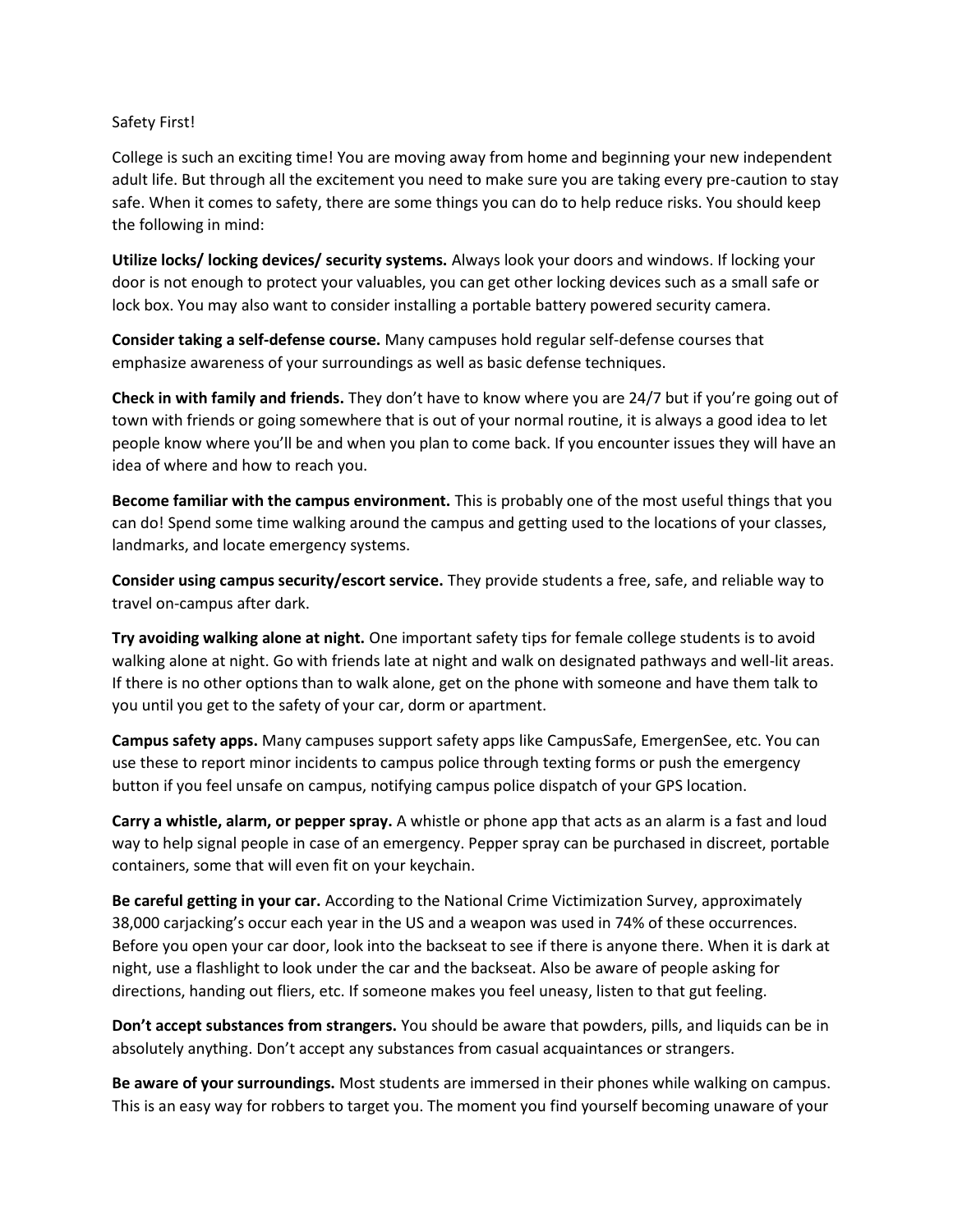Safety First!

College is such an exciting time! You are moving away from home and beginning your new independent adult life. But through all the excitement you need to make sure you are taking every pre-caution to stay safe. When it comes to safety, there are some things you can do to help reduce risks. You should keep the following in mind:

**Utilize locks/ locking devices/ security systems.** Always look your doors and windows. If locking your door is not enough to protect your valuables, you can get other locking devices such as a small safe or lock box. You may also want to consider installing a portable battery powered security camera.

**Consider taking a self-defense course.** Many campuses hold regular self-defense courses that emphasize awareness of your surroundings as well as basic defense techniques.

**Check in with family and friends.** They don't have to know where you are 24/7 but if you're going out of town with friends or going somewhere that is out of your normal routine, it is always a good idea to let people know where you'll be and when you plan to come back. If you encounter issues they will have an idea of where and how to reach you.

**Become familiar with the campus environment.** This is probably one of the most useful things that you can do! Spend some time walking around the campus and getting used to the locations of your classes, landmarks, and locate emergency systems.

**Consider using campus security/escort service.** They provide students a free, safe, and reliable way to travel on-campus after dark.

**Try avoiding walking alone at night.** One important safety tips for female college students is to avoid walking alone at night. Go with friends late at night and walk on designated pathways and well-lit areas. If there is no other options than to walk alone, get on the phone with someone and have them talk to you until you get to the safety of your car, dorm or apartment.

**Campus safety apps.** Many campuses support safety apps like CampusSafe, EmergenSee, etc. You can use these to report minor incidents to campus police through texting forms or push the emergency button if you feel unsafe on campus, notifying campus police dispatch of your GPS location.

**Carry a whistle, alarm, or pepper spray.** A whistle or phone app that acts as an alarm is a fast and loud way to help signal people in case of an emergency. Pepper spray can be purchased in discreet, portable containers, some that will even fit on your keychain.

**Be careful getting in your car.** According to the National Crime Victimization Survey, approximately 38,000 carjacking's occur each year in the US and a weapon was used in 74% of these occurrences. Before you open your car door, look into the backseat to see if there is anyone there. When it is dark at night, use a flashlight to look under the car and the backseat. Also be aware of people asking for directions, handing out fliers, etc. If someone makes you feel uneasy, listen to that gut feeling.

**Don't accept substances from strangers.** You should be aware that powders, pills, and liquids can be in absolutely anything. Don't accept any substances from casual acquaintances or strangers.

**Be aware of your surroundings.** Most students are immersed in their phones while walking on campus. This is an easy way for robbers to target you. The moment you find yourself becoming unaware of your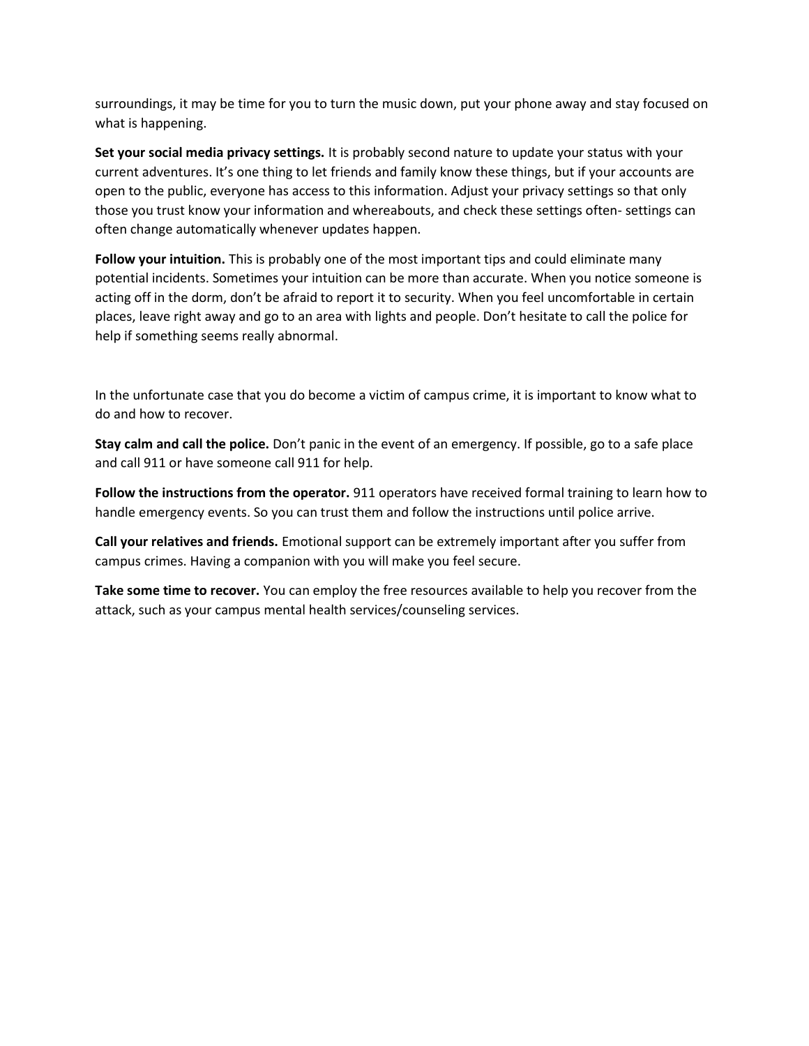surroundings, it may be time for you to turn the music down, put your phone away and stay focused on what is happening.

**Set your social media privacy settings.** It is probably second nature to update your status with your current adventures. It's one thing to let friends and family know these things, but if your accounts are open to the public, everyone has access to this information. Adjust your privacy settings so that only those you trust know your information and whereabouts, and check these settings often- settings can often change automatically whenever updates happen.

**Follow your intuition.** This is probably one of the most important tips and could eliminate many potential incidents. Sometimes your intuition can be more than accurate. When you notice someone is acting off in the dorm, don't be afraid to report it to security. When you feel uncomfortable in certain places, leave right away and go to an area with lights and people. Don't hesitate to call the police for help if something seems really abnormal.

In the unfortunate case that you do become a victim of campus crime, it is important to know what to do and how to recover.

**Stay calm and call the police.** Don't panic in the event of an emergency. If possible, go to a safe place and call 911 or have someone call 911 for help.

**Follow the instructions from the operator.** 911 operators have received formal training to learn how to handle emergency events. So you can trust them and follow the instructions until police arrive.

**Call your relatives and friends.** Emotional support can be extremely important after you suffer from campus crimes. Having a companion with you will make you feel secure.

**Take some time to recover.** You can employ the free resources available to help you recover from the attack, such as your campus mental health services/counseling services.